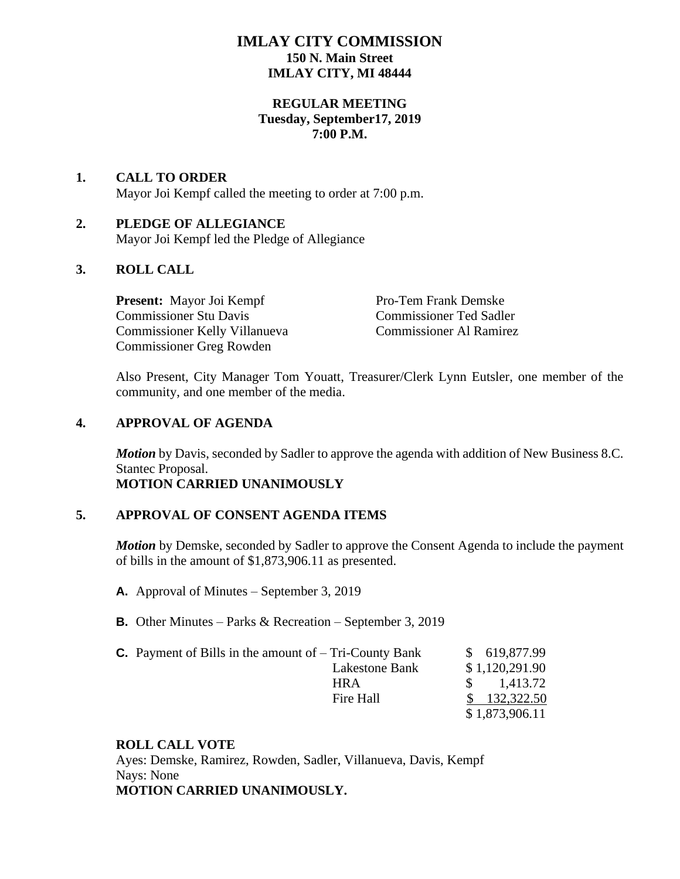# IMLAY CITY COMMISSION

**150 N. Main Street**
**IMLAY CITY, MI 48444**

**REGULAR MEETING**
**Tuesday, September17, 2019**
**7:00 P.M.**

## 1. CALL TO ORDER

Mayor Joi Kempf called the meeting to order at 7:00 p.m.

## 2. PLEDGE OF ALLEGIANCE

Mayor Joi Kempf led the Pledge of Allegiance

## 3. ROLL CALL

**Present:** Mayor Joi Kempf
Commissioner Stu Davis
Commissioner Kelly Villanueva
Commissioner Greg Rowden
Pro-Tem Frank Demske
Commissioner Ted Sadler
Commissioner Al Ramirez

Also Present, City Manager Tom Youatt, Treasurer/Clerk Lynn Eutsler, one member of the community, and one member of the media.

## 4. APPROVAL OF AGENDA

***Motion*** by Davis, seconded by Sadler to approve the agenda with addition of New Business 8.C. Stantec Proposal.
**MOTION CARRIED UNANIMOUSLY**

## 5. APPROVAL OF CONSENT AGENDA ITEMS

***Motion*** by Demske, seconded by Sadler to approve the Consent Agenda to include the payment of bills in the amount of $1,873,906.11 as presented.

**A.** Approval of Minutes – September 3, 2019

**B.** Other Minutes – Parks & Recreation – September 3, 2019

**C.** Payment of Bills in the amount of – Tri-County Bank $ 619,877.99
Lakestone Bank $ 1,120,291.90
HRA $ 1,413.72
Fire Hall $ 132,322.50
$ 1,873,906.11

**ROLL CALL VOTE**
Ayes: Demske, Ramirez, Rowden, Sadler, Villanueva, Davis, Kempf
Nays: None
**MOTION CARRIED UNANIMOUSLY.**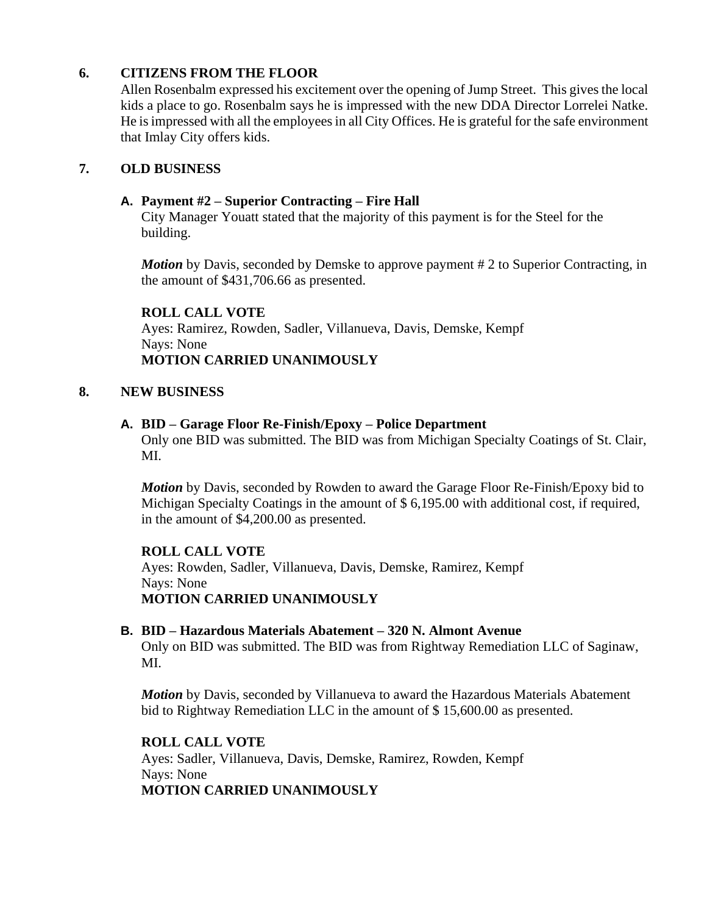## 6. CITIZENS FROM THE FLOOR

Allen Rosenbalm expressed his excitement over the opening of Jump Street. This gives the local kids a place to go. Rosenbalm says he is impressed with the new DDA Director Lorrelei Natke. He is impressed with all the employees in all City Offices. He is grateful for the safe environment that Imlay City offers kids.

## 7. OLD BUSINESS

### A. Payment #2 – Superior Contracting – Fire Hall

City Manager Youatt stated that the majority of this payment is for the Steel for the building.

***Motion*** by Davis, seconded by Demske to approve payment # 2 to Superior Contracting, in the amount of $431,706.66 as presented.

**ROLL CALL VOTE**
Ayes: Ramirez, Rowden, Sadler, Villanueva, Davis, Demske, Kempf
Nays: None
**MOTION CARRIED UNANIMOUSLY**

## 8. NEW BUSINESS

### A. BID – Garage Floor Re-Finish/Epoxy – Police Department

Only one BID was submitted. The BID was from Michigan Specialty Coatings of St. Clair, MI.

***Motion*** by Davis, seconded by Rowden to award the Garage Floor Re-Finish/Epoxy bid to Michigan Specialty Coatings in the amount of $ 6,195.00 with additional cost, if required, in the amount of $4,200.00 as presented.

**ROLL CALL VOTE**
Ayes: Rowden, Sadler, Villanueva, Davis, Demske, Ramirez, Kempf
Nays: None
**MOTION CARRIED UNANIMOUSLY**

### B. BID – Hazardous Materials Abatement – 320 N. Almont Avenue

Only on BID was submitted. The BID was from Rightway Remediation LLC of Saginaw, MI.

***Motion*** by Davis, seconded by Villanueva to award the Hazardous Materials Abatement bid to Rightway Remediation LLC in the amount of $ 15,600.00 as presented.

**ROLL CALL VOTE**
Ayes: Sadler, Villanueva, Davis, Demske, Ramirez, Rowden, Kempf
Nays: None
**MOTION CARRIED UNANIMOUSLY**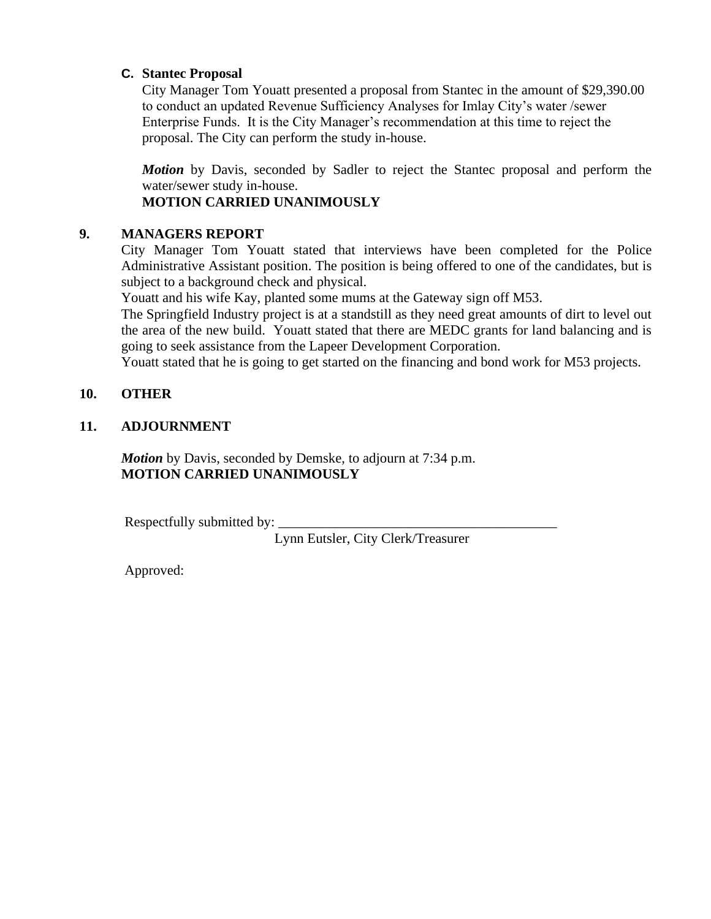**C. Stantec Proposal**

City Manager Tom Youatt presented a proposal from Stantec in the amount of $29,390.00 to conduct an updated Revenue Sufficiency Analyses for Imlay City's water /sewer Enterprise Funds. It is the City Manager's recommendation at this time to reject the proposal. The City can perform the study in-house.

***Motion*** by Davis, seconded by Sadler to reject the Stantec proposal and perform the water/sewer study in-house.
**MOTION CARRIED UNANIMOUSLY**

**9. MANAGERS REPORT**

City Manager Tom Youatt stated that interviews have been completed for the Police Administrative Assistant position. The position is being offered to one of the candidates, but is subject to a background check and physical.

Youatt and his wife Kay, planted some mums at the Gateway sign off M53.

The Springfield Industry project is at a standstill as they need great amounts of dirt to level out the area of the new build. Youatt stated that there are MEDC grants for land balancing and is going to seek assistance from the Lapeer Development Corporation.

Youatt stated that he is going to get started on the financing and bond work for M53 projects.

**10. OTHER**

**11. ADJOURNMENT**

***Motion*** by Davis, seconded by Demske, to adjourn at 7:34 p.m.
**MOTION CARRIED UNANIMOUSLY**

Respectfully submitted by: ________________________________________
Lynn Eutsler, City Clerk/Treasurer

Approved: